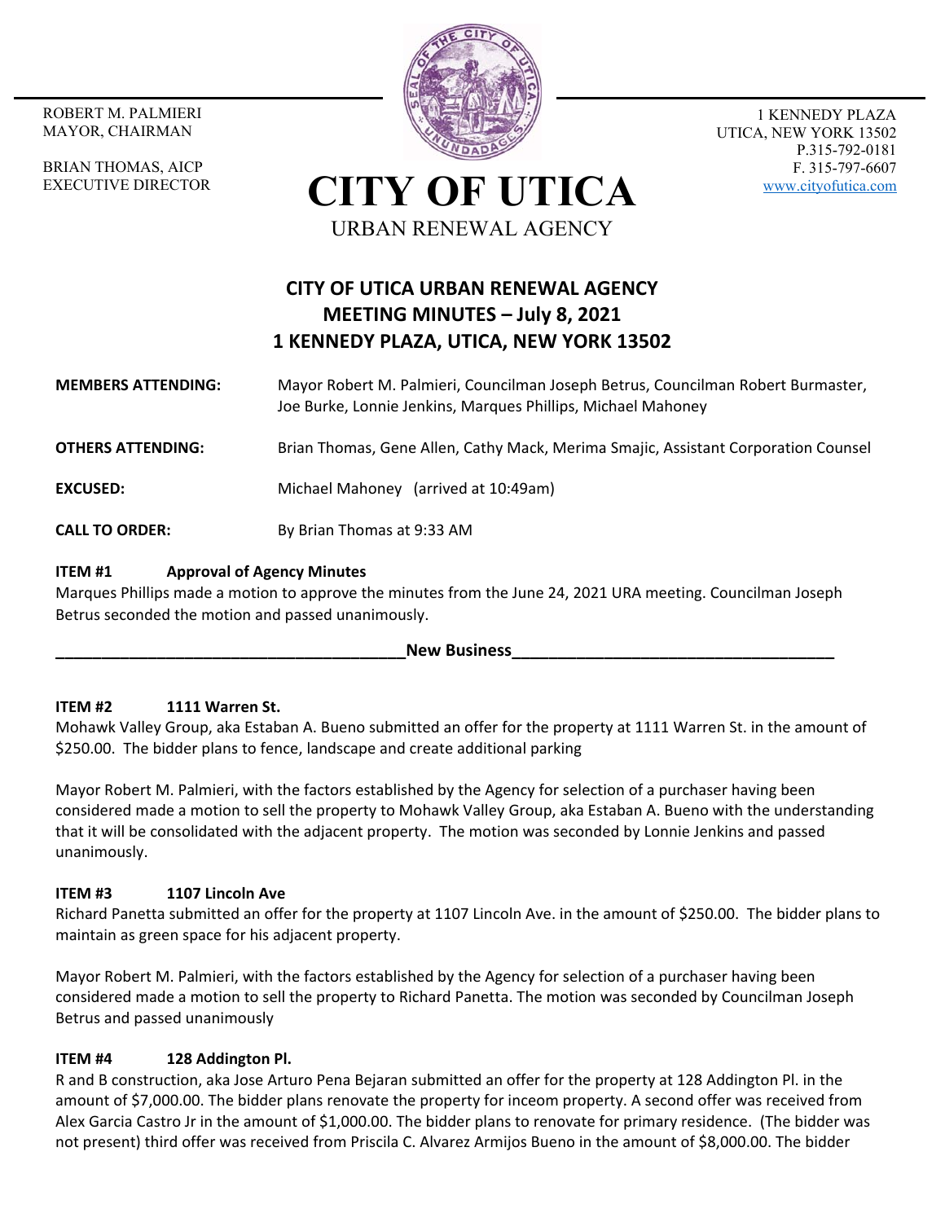ROBERT M. PALMIERI
MAYOR, CHAIRMAN

BRIAN THOMAS, AICP
EXECUTIVE DIRECTOR

# CITY OF UTICA

URBAN RENEWAL AGENCY

1 KENNEDY PLAZA
UTICA, NEW YORK 13502
P.315-792-0181
F. 315-797-6607
www.cityofutica.com

## CITY OF UTICA URBAN RENEWAL AGENCY
## MEETING MINUTES – July 8, 2021
## 1 KENNEDY PLAZA, UTICA, NEW YORK 13502

**MEMBERS ATTENDING:** Mayor Robert M. Palmieri, Councilman Joseph Betrus, Councilman Robert Burmaster, Joe Burke, Lonnie Jenkins, Marques Phillips, Michael Mahoney

**OTHERS ATTENDING:** Brian Thomas, Gene Allen, Cathy Mack, Merima Smajic, Assistant Corporation Counsel

**EXCUSED:** Michael Mahoney (arrived at 10:49am)

**CALL TO ORDER:** By Brian Thomas at 9:33 AM

**ITEM #1 Approval of Agency Minutes**

Marques Phillips made a motion to approve the minutes from the June 24, 2021 URA meeting. Councilman Joseph Betrus seconded the motion and passed unanimously.

**New Business**

**ITEM #2 1111 Warren St.**

Mohawk Valley Group, aka Estaban A. Bueno submitted an offer for the property at 1111 Warren St. in the amount of $250.00. The bidder plans to fence, landscape and create additional parking

Mayor Robert M. Palmieri, with the factors established by the Agency for selection of a purchaser having been considered made a motion to sell the property to Mohawk Valley Group, aka Estaban A. Bueno with the understanding that it will be consolidated with the adjacent property. The motion was seconded by Lonnie Jenkins and passed unanimously.

**ITEM #3 1107 Lincoln Ave**

Richard Panetta submitted an offer for the property at 1107 Lincoln Ave. in the amount of $250.00. The bidder plans to maintain as green space for his adjacent property.

Mayor Robert M. Palmieri, with the factors established by the Agency for selection of a purchaser having been considered made a motion to sell the property to Richard Panetta. The motion was seconded by Councilman Joseph Betrus and passed unanimously

**ITEM #4 128 Addington Pl.**

R and B construction, aka Jose Arturo Pena Bejaran submitted an offer for the property at 128 Addington Pl. in the amount of $7,000.00. The bidder plans renovate the property for inceom property. A second offer was received from Alex Garcia Castro Jr in the amount of $1,000.00. The bidder plans to renovate for primary residence. (The bidder was not present) third offer was received from Priscila C. Alvarez Armijos Bueno in the amount of $8,000.00. The bidder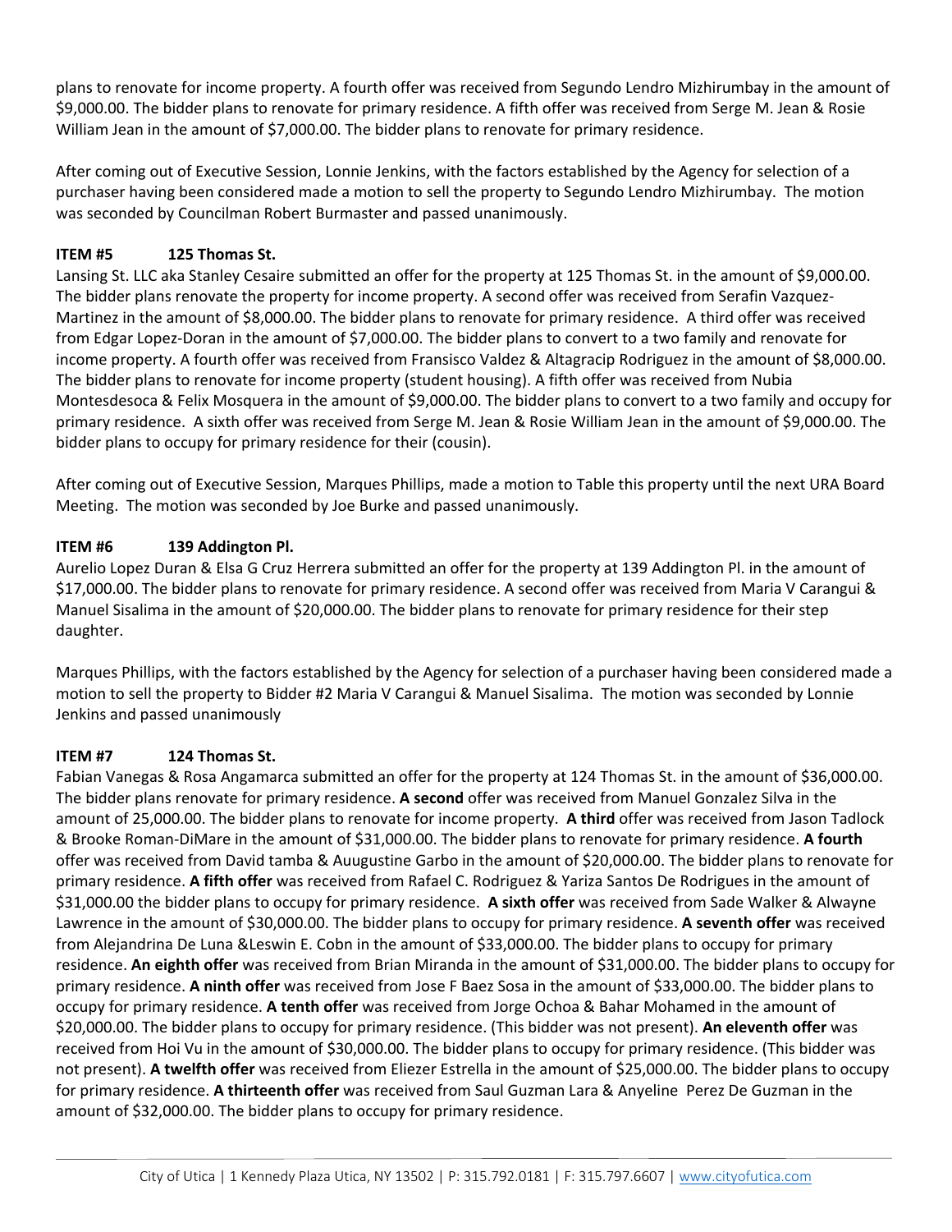plans to renovate for income property. A fourth offer was received from Segundo Lendro Mizhirumbay in the amount of $9,000.00. The bidder plans to renovate for primary residence. A fifth offer was received from Serge M. Jean & Rosie William Jean in the amount of $7,000.00. The bidder plans to renovate for primary residence.

After coming out of Executive Session, Lonnie Jenkins, with the factors established by the Agency for selection of a purchaser having been considered made a motion to sell the property to Segundo Lendro Mizhirumbay. The motion was seconded by Councilman Robert Burmaster and passed unanimously.

**ITEM #5 125 Thomas St.**

Lansing St. LLC aka Stanley Cesaire submitted an offer for the property at 125 Thomas St. in the amount of $9,000.00. The bidder plans renovate the property for income property. A second offer was received from Serafin Vazquez-Martinez in the amount of $8,000.00. The bidder plans to renovate for primary residence. A third offer was received from Edgar Lopez-Doran in the amount of $7,000.00. The bidder plans to convert to a two family and renovate for income property. A fourth offer was received from Fransisco Valdez & Altagracip Rodriguez in the amount of $8,000.00. The bidder plans to renovate for income property (student housing). A fifth offer was received from Nubia Montesdesoca & Felix Mosquera in the amount of $9,000.00. The bidder plans to convert to a two family and occupy for primary residence. A sixth offer was received from Serge M. Jean & Rosie William Jean in the amount of $9,000.00. The bidder plans to occupy for primary residence for their (cousin).

After coming out of Executive Session, Marques Phillips, made a motion to Table this property until the next URA Board Meeting. The motion was seconded by Joe Burke and passed unanimously.

**ITEM #6 139 Addington Pl.**

Aurelio Lopez Duran & Elsa G Cruz Herrera submitted an offer for the property at 139 Addington Pl. in the amount of $17,000.00. The bidder plans to renovate for primary residence. A second offer was received from Maria V Carangui & Manuel Sisalima in the amount of $20,000.00. The bidder plans to renovate for primary residence for their step daughter.

Marques Phillips, with the factors established by the Agency for selection of a purchaser having been considered made a motion to sell the property to Bidder #2 Maria V Carangui & Manuel Sisalima. The motion was seconded by Lonnie Jenkins and passed unanimously

**ITEM #7 124 Thomas St.**

Fabian Vanegas & Rosa Angamarca submitted an offer for the property at 124 Thomas St. in the amount of $36,000.00. The bidder plans renovate for primary residence. **A second** offer was received from Manuel Gonzalez Silva in the amount of 25,000.00. The bidder plans to renovate for income property. **A third** offer was received from Jason Tadlock & Brooke Roman-DiMare in the amount of $31,000.00. The bidder plans to renovate for primary residence. **A fourth** offer was received from David tamba & Auugustine Garbo in the amount of $20,000.00. The bidder plans to renovate for primary residence. **A fifth offer** was received from Rafael C. Rodriguez & Yariza Santos De Rodrigues in the amount of $31,000.00 the bidder plans to occupy for primary residence. **A sixth offer** was received from Sade Walker & Alwayne Lawrence in the amount of $30,000.00. The bidder plans to occupy for primary residence. **A seventh offer** was received from Alejandrina De Luna &Leswin E. Cobn in the amount of $33,000.00. The bidder plans to occupy for primary residence. **An eighth offer** was received from Brian Miranda in the amount of $31,000.00. The bidder plans to occupy for primary residence. **A ninth offer** was received from Jose F Baez Sosa in the amount of $33,000.00. The bidder plans to occupy for primary residence. **A tenth offer** was received from Jorge Ochoa & Bahar Mohamed in the amount of $20,000.00. The bidder plans to occupy for primary residence. (This bidder was not present). **An eleventh offer** was received from Hoi Vu in the amount of $30,000.00. The bidder plans to occupy for primary residence. (This bidder was not present). **A twelfth offer** was received from Eliezer Estrella in the amount of $25,000.00. The bidder plans to occupy for primary residence. **A thirteenth offer** was received from Saul Guzman Lara & Anyeline Perez De Guzman in the amount of $32,000.00. The bidder plans to occupy for primary residence.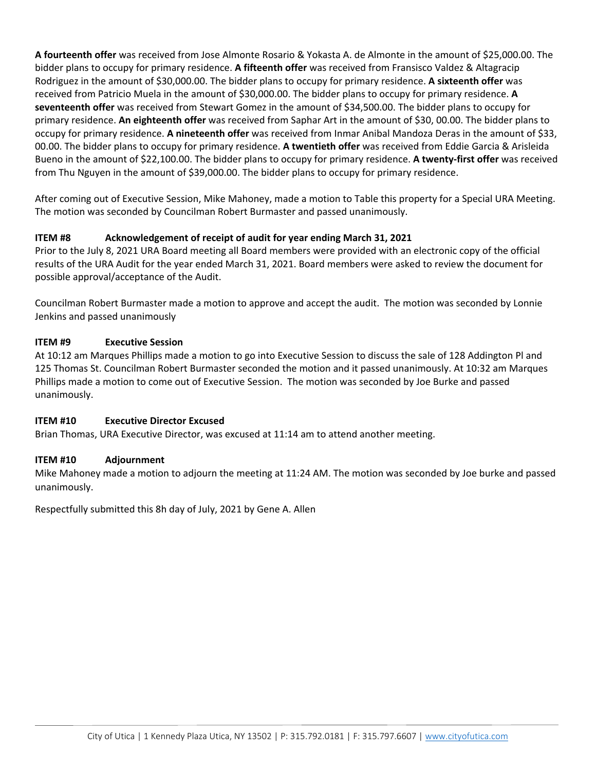**A fourteenth offer** was received from Jose Almonte Rosario & Yokasta A. de Almonte in the amount of $25,000.00. The bidder plans to occupy for primary residence. **A fifteenth offer** was received from Fransisco Valdez & Altagracip Rodriguez in the amount of $30,000.00. The bidder plans to occupy for primary residence. **A sixteenth offer** was received from Patricio Muela in the amount of $30,000.00. The bidder plans to occupy for primary residence. **A seventeenth offer** was received from Stewart Gomez in the amount of $34,500.00. The bidder plans to occupy for primary residence. **An eighteenth offer** was received from Saphar Art in the amount of $30, 00.00. The bidder plans to occupy for primary residence. **A nineteenth offer** was received from Inmar Anibal Mandoza Deras in the amount of $33, 00.00. The bidder plans to occupy for primary residence. **A twentieth offer** was received from Eddie Garcia & Arisleida Bueno in the amount of $22,100.00. The bidder plans to occupy for primary residence. **A twenty-first offer** was received from Thu Nguyen in the amount of $39,000.00. The bidder plans to occupy for primary residence.

After coming out of Executive Session, Mike Mahoney, made a motion to Table this property for a Special URA Meeting. The motion was seconded by Councilman Robert Burmaster and passed unanimously.

**ITEM #8 Acknowledgement of receipt of audit for year ending March 31, 2021**

Prior to the July 8, 2021 URA Board meeting all Board members were provided with an electronic copy of the official results of the URA Audit for the year ended March 31, 2021. Board members were asked to review the document for possible approval/acceptance of the Audit.

Councilman Robert Burmaster made a motion to approve and accept the audit. The motion was seconded by Lonnie Jenkins and passed unanimously

**ITEM #9 Executive Session**

At 10:12 am Marques Phillips made a motion to go into Executive Session to discuss the sale of 128 Addington Pl and 125 Thomas St. Councilman Robert Burmaster seconded the motion and it passed unanimously. At 10:32 am Marques Phillips made a motion to come out of Executive Session. The motion was seconded by Joe Burke and passed unanimously.

**ITEM #10 Executive Director Excused**

Brian Thomas, URA Executive Director, was excused at 11:14 am to attend another meeting.

**ITEM #10 Adjournment**

Mike Mahoney made a motion to adjourn the meeting at 11:24 AM. The motion was seconded by Joe burke and passed unanimously.

Respectfully submitted this 8h day of July, 2021 by Gene A. Allen